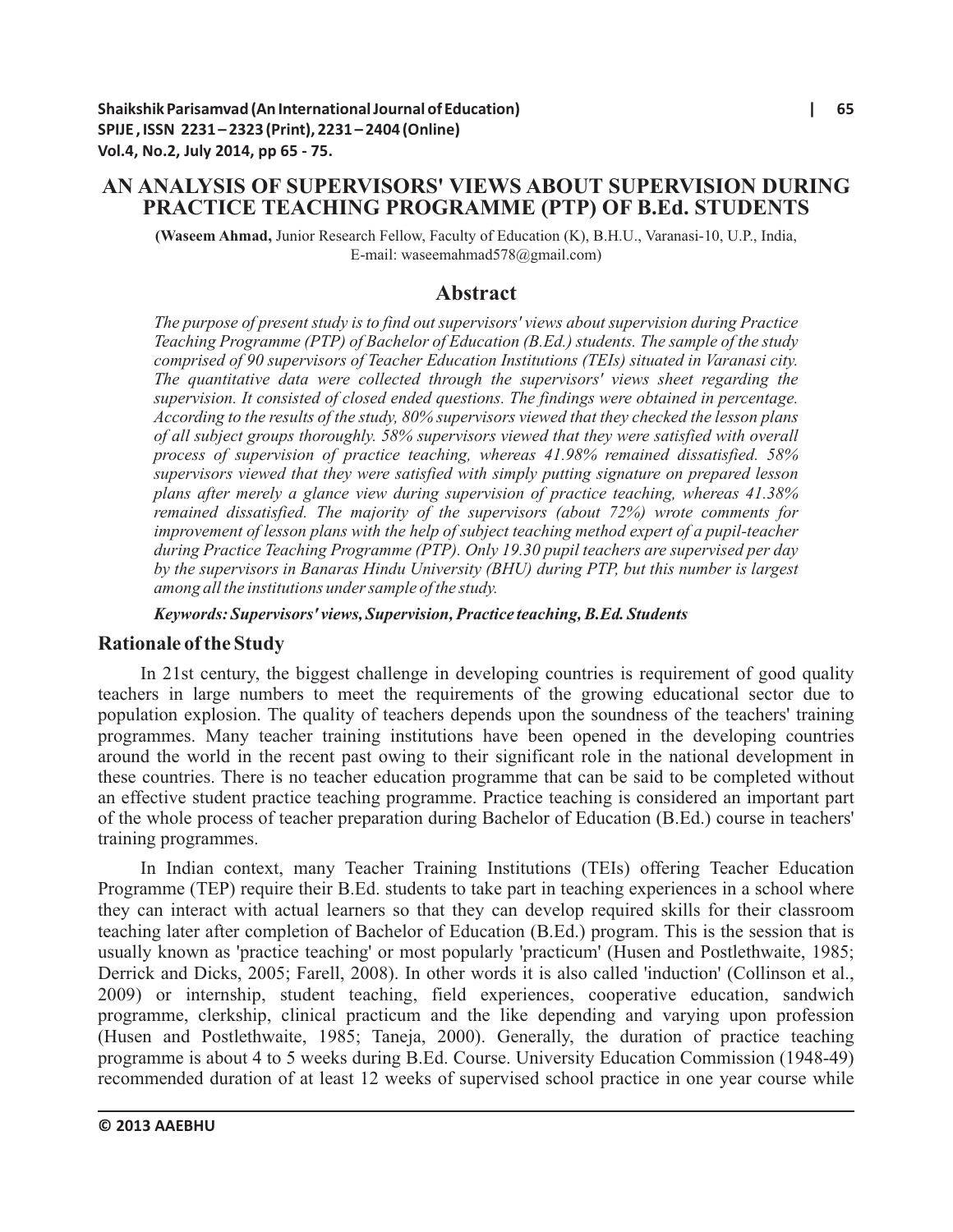# AN ANALYSIS OF SUPERVISORS' VIEWS ABOUT SUPERVISION DURING PRACTICE TEACHING PROGRAMME (PTP) OF B.Ed. STUDENTS

(**Waseem Ahmad,** Junior Research Fellow, Faculty of Education (K), B.H.U., Varanasi-10, U.P., India, E-mail: waseemahmad578@gmail.com)

## Abstract

*The purpose of present study is to find out supervisors' views about supervision during Practice Teaching Programme (PTP) of Bachelor of Education (B.Ed.) students. The sample of the study comprised of 90 supervisors of Teacher Education Institutions (TEIs) situated in Varanasi city. The quantitative data were collected through the supervisors' views sheet regarding the supervision. It consisted of closed ended questions. The findings were obtained in percentage. According to the results of the study, 80% supervisors viewed that they checked the lesson plans of all subject groups thoroughly. 58% supervisors viewed that they were satisfied with overall process of supervision of practice teaching, whereas 41.98% remained dissatisfied. 58% supervisors viewed that they were satisfied with simply putting signature on prepared lesson plans after merely a glance view during supervision of practice teaching, whereas 41.38% remained dissatisfied. The majority of the supervisors (about 72%) wrote comments for improvement of lesson plans with the help of subject teaching method expert of a pupil-teacher during Practice Teaching Programme (PTP). Only 19.30 pupil teachers are supervised per day by the supervisors in Banaras Hindu University (BHU) during PTP, but this number is largest among all the institutions under sample of the study.*

***Keywords: Supervisors' views, Supervision, Practice teaching, B.Ed. Students***

## Rationale of the Study

In 21st century, the biggest challenge in developing countries is requirement of good quality teachers in large numbers to meet the requirements of the growing educational sector due to population explosion. The quality of teachers depends upon the soundness of the teachers' training programmes. Many teacher training institutions have been opened in the developing countries around the world in the recent past owing to their significant role in the national development in these countries. There is no teacher education programme that can be said to be completed without an effective student practice teaching programme. Practice teaching is considered an important part of the whole process of teacher preparation during Bachelor of Education (B.Ed.) course in teachers' training programmes.

In Indian context, many Teacher Training Institutions (TEIs) offering Teacher Education Programme (TEP) require their B.Ed. students to take part in teaching experiences in a school where they can interact with actual learners so that they can develop required skills for their classroom teaching later after completion of Bachelor of Education (B.Ed.) program. This is the session that is usually known as 'practice teaching' or most popularly 'practicum' (Husen and Postlethwaite, 1985; Derrick and Dicks, 2005; Farell, 2008). In other words it is also called 'induction' (Collinson et al., 2009) or internship, student teaching, field experiences, cooperative education, sandwich programme, clerkship, clinical practicum and the like depending and varying upon profession (Husen and Postlethwaite, 1985; Taneja, 2000). Generally, the duration of practice teaching programme is about 4 to 5 weeks during B.Ed. Course. University Education Commission (1948-49) recommended duration of at least 12 weeks of supervised school practice in one year course while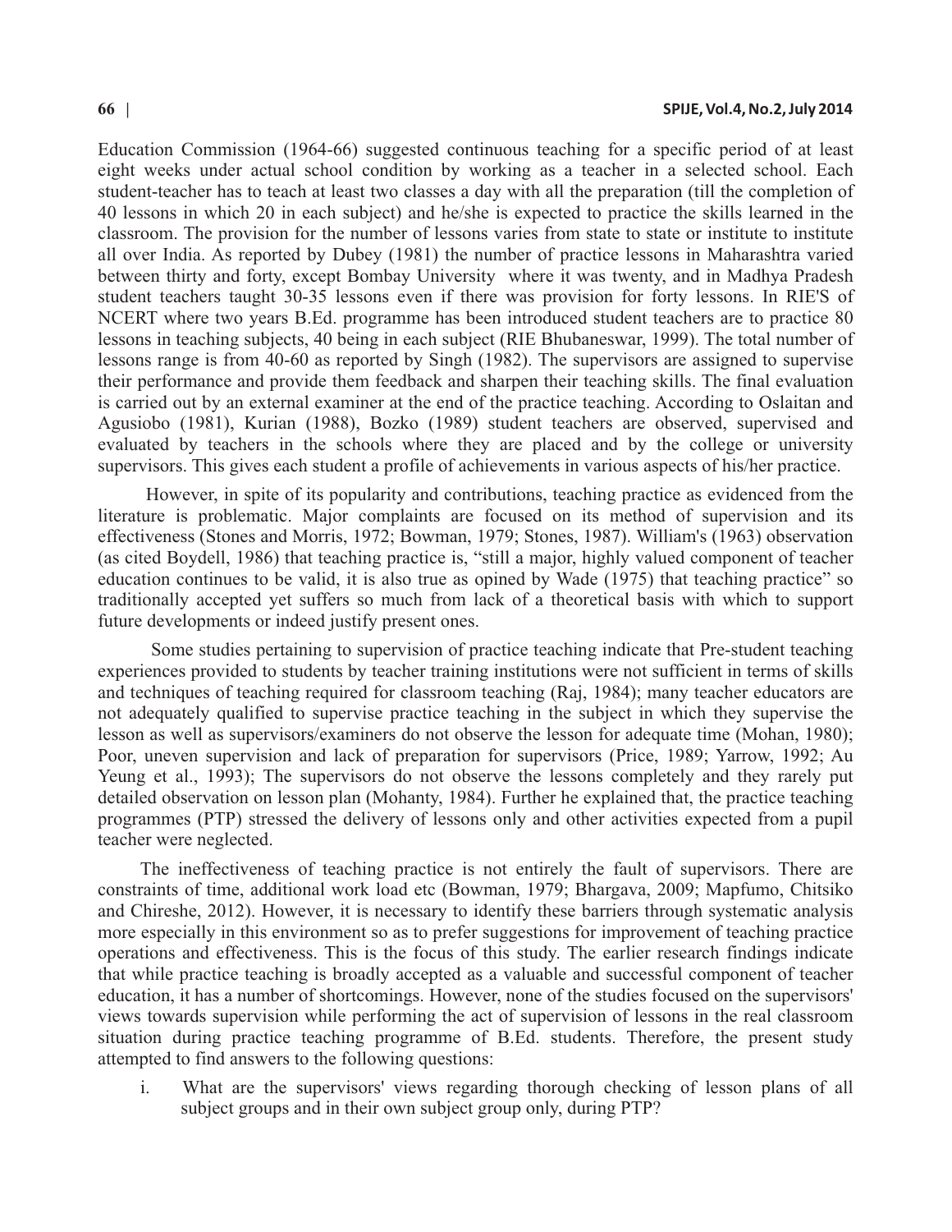Education Commission (1964-66) suggested continuous teaching for a specific period of at least eight weeks under actual school condition by working as a teacher in a selected school. Each student-teacher has to teach at least two classes a day with all the preparation (till the completion of 40 lessons in which 20 in each subject) and he/she is expected to practice the skills learned in the classroom. The provision for the number of lessons varies from state to state or institute to institute all over India. As reported by Dubey (1981) the number of practice lessons in Maharashtra varied between thirty and forty, except Bombay University where it was twenty, and in Madhya Pradesh student teachers taught 30-35 lessons even if there was provision for forty lessons. In RIE'S of NCERT where two years B.Ed. programme has been introduced student teachers are to practice 80 lessons in teaching subjects, 40 being in each subject (RIE Bhubaneswar, 1999). The total number of lessons range is from 40-60 as reported by Singh (1982). The supervisors are assigned to supervise their performance and provide them feedback and sharpen their teaching skills. The final evaluation is carried out by an external examiner at the end of the practice teaching. According to Oslaitan and Agusiobo (1981), Kurian (1988), Bozko (1989) student teachers are observed, supervised and evaluated by teachers in the schools where they are placed and by the college or university supervisors. This gives each student a profile of achievements in various aspects of his/her practice.

However, in spite of its popularity and contributions, teaching practice as evidenced from the literature is problematic. Major complaints are focused on its method of supervision and its effectiveness (Stones and Morris, 1972; Bowman, 1979; Stones, 1987). William's (1963) observation (as cited Boydell, 1986) that teaching practice is, "still a major, highly valued component of teacher education continues to be valid, it is also true as opined by Wade (1975) that teaching practice" so traditionally accepted yet suffers so much from lack of a theoretical basis with which to support future developments or indeed justify present ones.

Some studies pertaining to supervision of practice teaching indicate that Pre-student teaching experiences provided to students by teacher training institutions were not sufficient in terms of skills and techniques of teaching required for classroom teaching (Raj, 1984); many teacher educators are not adequately qualified to supervise practice teaching in the subject in which they supervise the lesson as well as supervisors/examiners do not observe the lesson for adequate time (Mohan, 1980); Poor, uneven supervision and lack of preparation for supervisors (Price, 1989; Yarrow, 1992; Au Yeung et al., 1993); The supervisors do not observe the lessons completely and they rarely put detailed observation on lesson plan (Mohanty, 1984). Further he explained that, the practice teaching programmes (PTP) stressed the delivery of lessons only and other activities expected from a pupil teacher were neglected.

The ineffectiveness of teaching practice is not entirely the fault of supervisors. There are constraints of time, additional work load etc (Bowman, 1979; Bhargava, 2009; Mapfumo, Chitsiko and Chireshe, 2012). However, it is necessary to identify these barriers through systematic analysis more especially in this environment so as to prefer suggestions for improvement of teaching practice operations and effectiveness. This is the focus of this study. The earlier research findings indicate that while practice teaching is broadly accepted as a valuable and successful component of teacher education, it has a number of shortcomings. However, none of the studies focused on the supervisors' views towards supervision while performing the act of supervision of lessons in the real classroom situation during practice teaching programme of B.Ed. students. Therefore, the present study attempted to find answers to the following questions:

i. What are the supervisors' views regarding thorough checking of lesson plans of all subject groups and in their own subject group only, during PTP?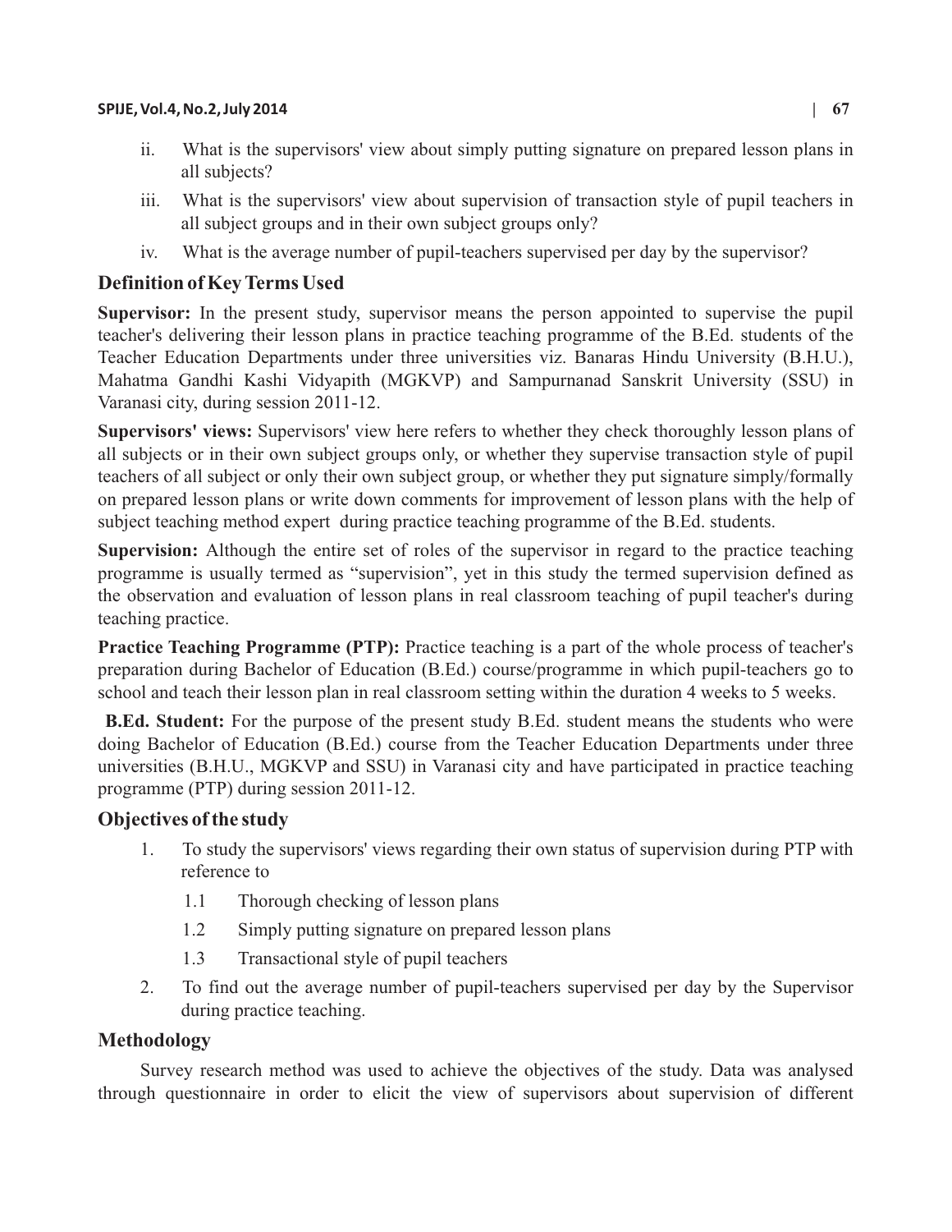ii. What is the supervisors' view about simply putting signature on prepared lesson plans in all subjects?

iii. What is the supervisors' view about supervision of transaction style of pupil teachers in all subject groups and in their own subject groups only?

iv. What is the average number of pupil-teachers supervised per day by the supervisor?

## Definition of Key Terms Used

**Supervisor:** In the present study, supervisor means the person appointed to supervise the pupil teacher's delivering their lesson plans in practice teaching programme of the B.Ed. students of the Teacher Education Departments under three universities viz. Banaras Hindu University (B.H.U.), Mahatma Gandhi Kashi Vidyapith (MGKVP) and Sampurnanad Sanskrit University (SSU) in Varanasi city, during session 2011-12.

**Supervisors' views:** Supervisors' view here refers to whether they check thoroughly lesson plans of all subjects or in their own subject groups only, or whether they supervise transaction style of pupil teachers of all subject or only their own subject group, or whether they put signature simply/formally on prepared lesson plans or write down comments for improvement of lesson plans with the help of subject teaching method expert during practice teaching programme of the B.Ed. students.

**Supervision:** Although the entire set of roles of the supervisor in regard to the practice teaching programme is usually termed as "supervision", yet in this study the termed supervision defined as the observation and evaluation of lesson plans in real classroom teaching of pupil teacher's during teaching practice.

**Practice Teaching Programme (PTP):** Practice teaching is a part of the whole process of teacher's preparation during Bachelor of Education (B.Ed.) course/programme in which pupil-teachers go to school and teach their lesson plan in real classroom setting within the duration 4 weeks to 5 weeks.

**B.Ed. Student:** For the purpose of the present study B.Ed. student means the students who were doing Bachelor of Education (B.Ed.) course from the Teacher Education Departments under three universities (B.H.U., MGKVP and SSU) in Varanasi city and have participated in practice teaching programme (PTP) during session 2011-12.

## Objectives of the study

1. To study the supervisors' views regarding their own status of supervision during PTP with reference to
   - 1.1 Thorough checking of lesson plans
   - 1.2 Simply putting signature on prepared lesson plans
   - 1.3 Transactional style of pupil teachers
2. To find out the average number of pupil-teachers supervised per day by the Supervisor during practice teaching.

## Methodology

Survey research method was used to achieve the objectives of the study. Data was analysed through questionnaire in order to elicit the view of supervisors about supervision of different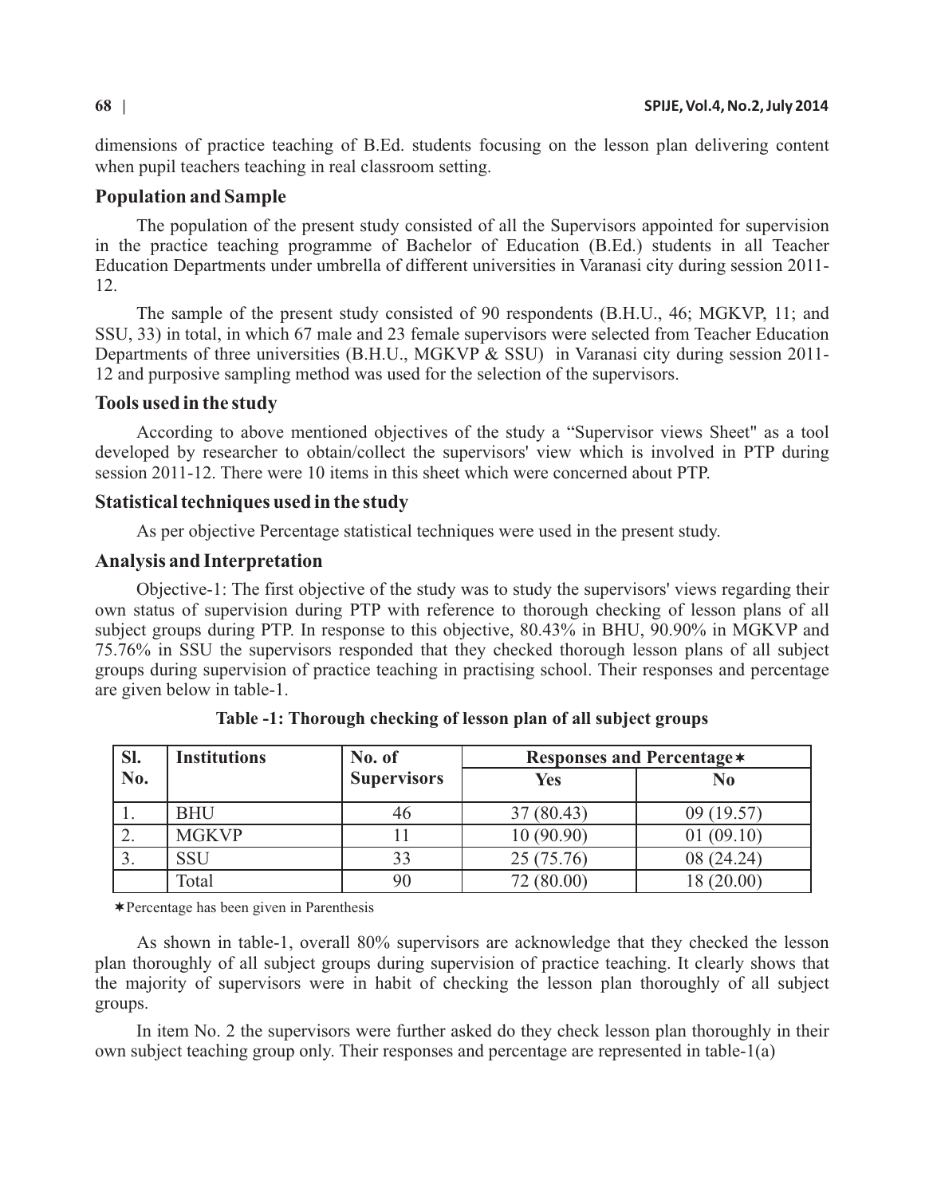dimensions of practice teaching of B.Ed. students focusing on the lesson plan delivering content when pupil teachers teaching in real classroom setting.

## Population and Sample

The population of the present study consisted of all the Supervisors appointed for supervision in the practice teaching programme of Bachelor of Education (B.Ed.) students in all Teacher Education Departments under umbrella of different universities in Varanasi city during session 2011-12.

The sample of the present study consisted of 90 respondents (B.H.U., 46; MGKVP, 11; and SSU, 33) in total, in which 67 male and 23 female supervisors were selected from Teacher Education Departments of three universities (B.H.U., MGKVP & SSU) in Varanasi city during session 2011-12 and purposive sampling method was used for the selection of the supervisors.

## Tools used in the study

According to above mentioned objectives of the study a "Supervisor views Sheet" as a tool developed by researcher to obtain/collect the supervisors' view which is involved in PTP during session 2011-12. There were 10 items in this sheet which were concerned about PTP.

## Statistical techniques used in the study

As per objective Percentage statistical techniques were used in the present study.

## Analysis and Interpretation

Objective-1: The first objective of the study was to study the supervisors' views regarding their own status of supervision during PTP with reference to thorough checking of lesson plans of all subject groups during PTP. In response to this objective, 80.43% in BHU, 90.90% in MGKVP and 75.76% in SSU the supervisors responded that they checked thorough lesson plans of all subject groups during supervision of practice teaching in practising school. Their responses and percentage are given below in table-1.

**Table -1: Thorough checking of lesson plan of all subject groups**

| Sl. No. | Institutions | No. of Supervisors | Responses and Percentage* | |
|---|---|---|---|---|
| | | | Yes | No |
| 1. | BHU | 46 | 37 (80.43) | 09 (19.57) |
| 2. | MGKVP | 11 | 10 (90.90) | 01 (09.10) |
| 3. | SSU | 33 | 25 (75.76) | 08 (24.24) |
| | Total | 90 | 72 (80.00) | 18 (20.00) |

*Percentage has been given in Parenthesis

As shown in table-1, overall 80% supervisors are acknowledge that they checked the lesson plan thoroughly of all subject groups during supervision of practice teaching. It clearly shows that the majority of supervisors were in habit of checking the lesson plan thoroughly of all subject groups.

In item No. 2 the supervisors were further asked do they check lesson plan thoroughly in their own subject teaching group only. Their responses and percentage are represented in table-1(a)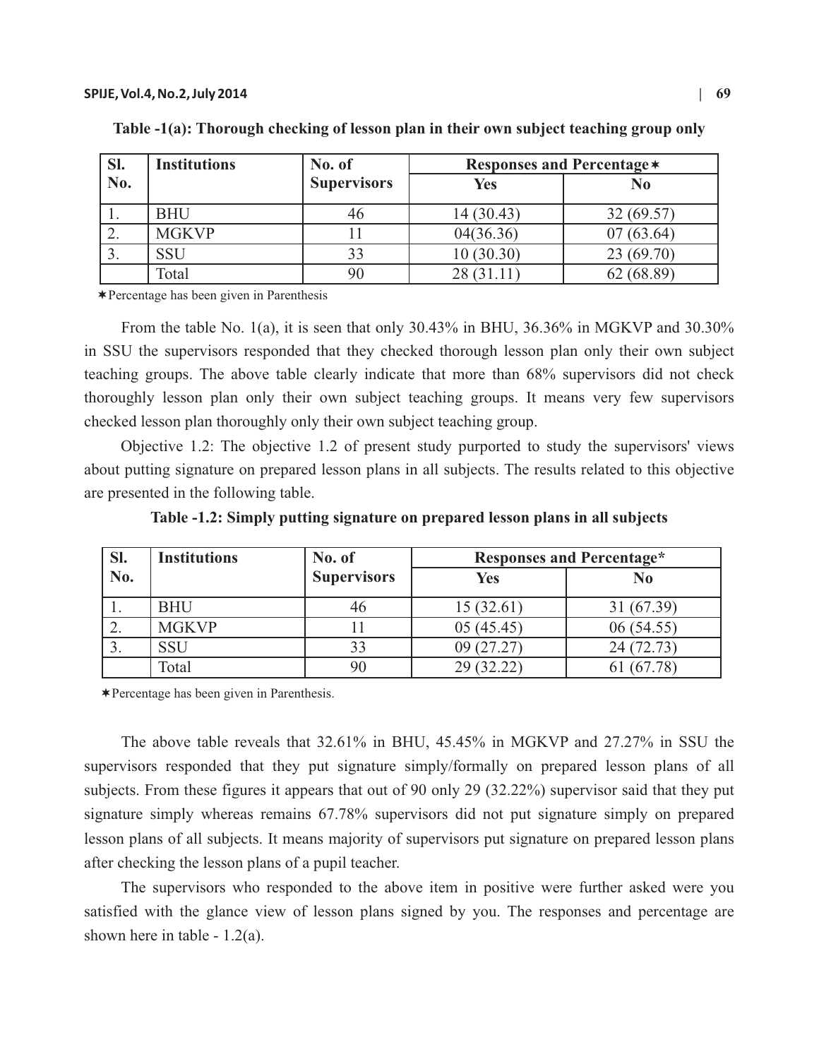**Table -1(a): Thorough checking of lesson plan in their own subject teaching group only**

| Sl. No. | Institutions | No. of Supervisors | Responses and Percentage✶ | |
|---|---|---|---|---|
| | | | Yes | No |
| 1. | BHU | 46 | 14 (30.43) | 32 (69.57) |
| 2. | MGKVP | 11 | 04(36.36) | 07 (63.64) |
| 3. | SSU | 33 | 10 (30.30) | 23 (69.70) |
| | Total | 90 | 28 (31.11) | 62 (68.89) |

✶Percentage has been given in Parenthesis

From the table No. 1(a), it is seen that only 30.43% in BHU, 36.36% in MGKVP and 30.30% in SSU the supervisors responded that they checked thorough lesson plan only their own subject teaching groups. The above table clearly indicate that more than 68% supervisors did not check thoroughly lesson plan only their own subject teaching groups. It means very few supervisors checked lesson plan thoroughly only their own subject teaching group.

Objective 1.2: The objective 1.2 of present study purported to study the supervisors' views about putting signature on prepared lesson plans in all subjects. The results related to this objective are presented in the following table.

**Table -1.2: Simply putting signature on prepared lesson plans in all subjects**

| Sl. No. | Institutions | No. of Supervisors | Responses and Percentage* | |
|---|---|---|---|---|
| | | | Yes | No |
| 1. | BHU | 46 | 15 (32.61) | 31 (67.39) |
| 2. | MGKVP | 11 | 05 (45.45) | 06 (54.55) |
| 3. | SSU | 33 | 09 (27.27) | 24 (72.73) |
| | Total | 90 | 29 (32.22) | 61 (67.78) |

✶Percentage has been given in Parenthesis.

The above table reveals that 32.61% in BHU, 45.45% in MGKVP and 27.27% in SSU the supervisors responded that they put signature simply/formally on prepared lesson plans of all subjects. From these figures it appears that out of 90 only 29 (32.22%) supervisor said that they put signature simply whereas remains 67.78% supervisors did not put signature simply on prepared lesson plans of all subjects. It means majority of supervisors put signature on prepared lesson plans after checking the lesson plans of a pupil teacher.

The supervisors who responded to the above item in positive were further asked were you satisfied with the glance view of lesson plans signed by you. The responses and percentage are shown here in table - 1.2(a).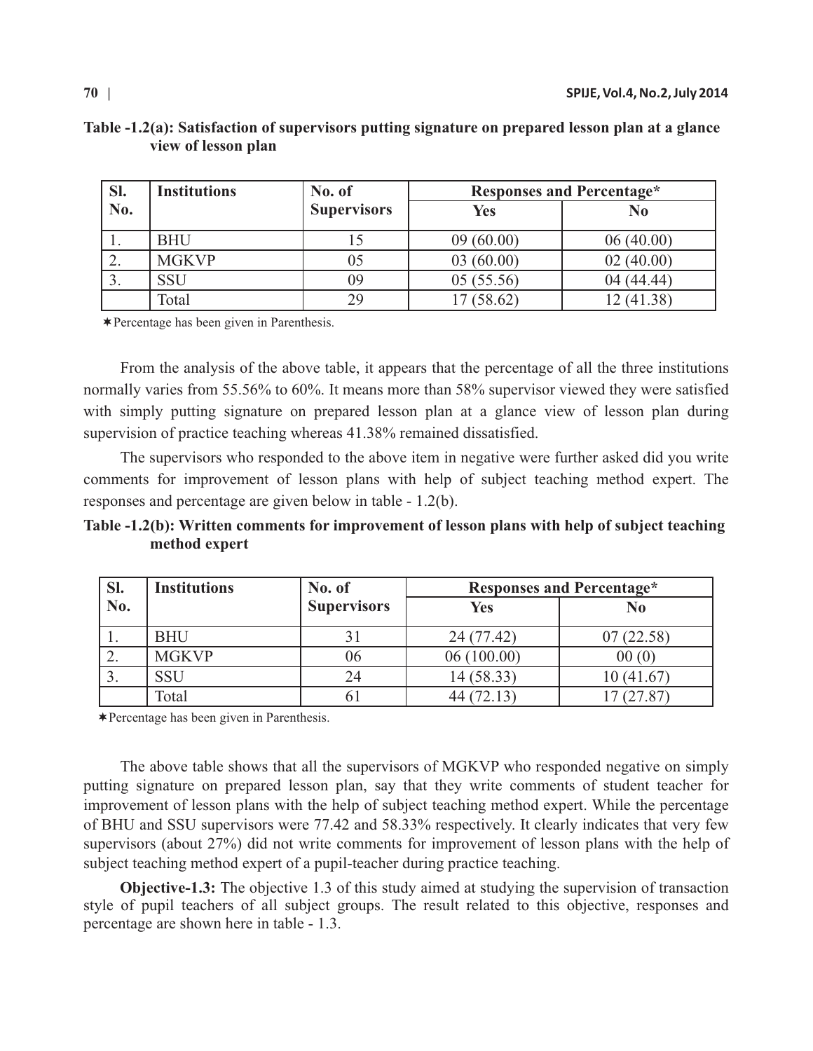**Table -1.2(a): Satisfaction of supervisors putting signature on prepared lesson plan at a glance view of lesson plan**

| Sl. No. | Institutions | No. of Supervisors | Responses and Percentage* | |
|---|---|---|---|---|
| | | | Yes | No |
| 1. | BHU | 15 | 09 (60.00) | 06 (40.00) |
| 2. | MGKVP | 05 | 03 (60.00) | 02 (40.00) |
| 3. | SSU | 09 | 05 (55.56) | 04 (44.44) |
| | Total | 29 | 17 (58.62) | 12 (41.38) |

*Percentage has been given in Parenthesis.

From the analysis of the above table, it appears that the percentage of all the three institutions normally varies from 55.56% to 60%. It means more than 58% supervisor viewed they were satisfied with simply putting signature on prepared lesson plan at a glance view of lesson plan during supervision of practice teaching whereas 41.38% remained dissatisfied.

The supervisors who responded to the above item in negative were further asked did you write comments for improvement of lesson plans with help of subject teaching method expert. The responses and percentage are given below in table - 1.2(b).

**Table -1.2(b): Written comments for improvement of lesson plans with help of subject teaching method expert**

| Sl. No. | Institutions | No. of Supervisors | Responses and Percentage* | |
|---|---|---|---|---|
| | | | Yes | No |
| 1. | BHU | 31 | 24 (77.42) | 07 (22.58) |
| 2. | MGKVP | 06 | 06 (100.00) | 00 (0) |
| 3. | SSU | 24 | 14 (58.33) | 10 (41.67) |
| | Total | 61 | 44 (72.13) | 17 (27.87) |

*Percentage has been given in Parenthesis.

The above table shows that all the supervisors of MGKVP who responded negative on simply putting signature on prepared lesson plan, say that they write comments of student teacher for improvement of lesson plans with the help of subject teaching method expert. While the percentage of BHU and SSU supervisors were 77.42 and 58.33% respectively. It clearly indicates that very few supervisors (about 27%) did not write comments for improvement of lesson plans with the help of subject teaching method expert of a pupil-teacher during practice teaching.

**Objective-1.3:** The objective 1.3 of this study aimed at studying the supervision of transaction style of pupil teachers of all subject groups. The result related to this objective, responses and percentage are shown here in table - 1.3.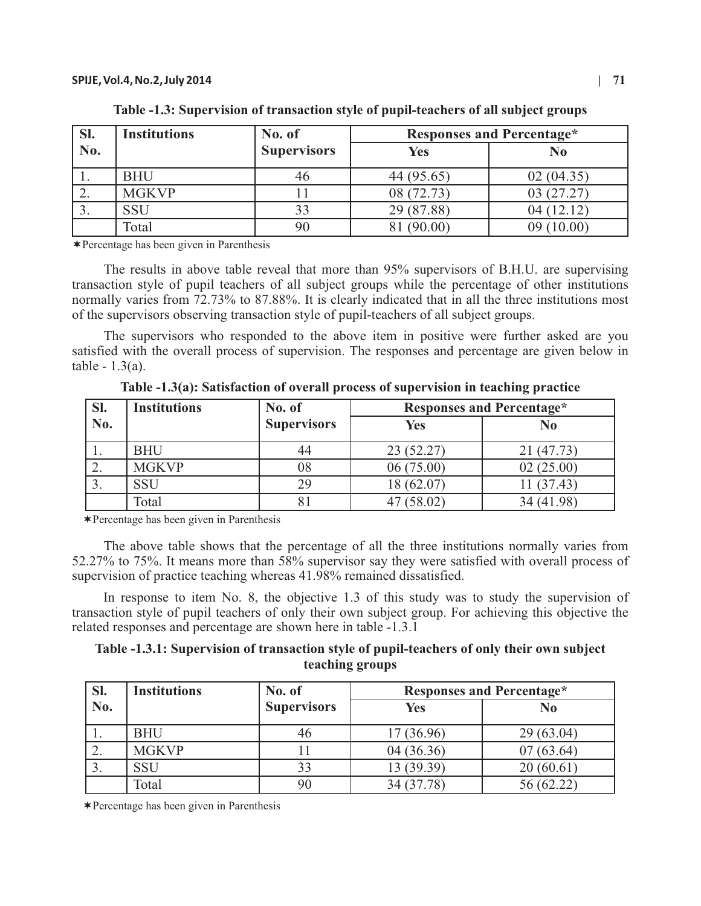**Table -1.3: Supervision of transaction style of pupil-teachers of all subject groups**

| Sl. No. | Institutions | No. of Supervisors | Responses and Percentage* | |
|---|---|---|---|---|
| | | | Yes | No |
| 1. | BHU | 46 | 44 (95.65) | 02 (04.35) |
| 2. | MGKVP | 11 | 08 (72.73) | 03 (27.27) |
| 3. | SSU | 33 | 29 (87.88) | 04 (12.12) |
| | Total | 90 | 81 (90.00) | 09 (10.00) |

*Percentage has been given in Parenthesis

The results in above table reveal that more than 95% supervisors of B.H.U. are supervising transaction style of pupil teachers of all subject groups while the percentage of other institutions normally varies from 72.73% to 87.88%. It is clearly indicated that in all the three institutions most of the supervisors observing transaction style of pupil-teachers of all subject groups.

The supervisors who responded to the above item in positive were further asked are you satisfied with the overall process of supervision. The responses and percentage are given below in table - 1.3(a).

**Table -1.3(a): Satisfaction of overall process of supervision in teaching practice**

| Sl. No. | Institutions | No. of Supervisors | Responses and Percentage* | |
|---|---|---|---|---|
| | | | Yes | No |
| 1. | BHU | 44 | 23 (52.27) | 21 (47.73) |
| 2. | MGKVP | 08 | 06 (75.00) | 02 (25.00) |
| 3. | SSU | 29 | 18 (62.07) | 11 (37.43) |
| | Total | 81 | 47 (58.02) | 34 (41.98) |

*Percentage has been given in Parenthesis

The above table shows that the percentage of all the three institutions normally varies from 52.27% to 75%. It means more than 58% supervisor say they were satisfied with overall process of supervision of practice teaching whereas 41.98% remained dissatisfied.

In response to item No. 8, the objective 1.3 of this study was to study the supervision of transaction style of pupil teachers of only their own subject group. For achieving this objective the related responses and percentage are shown here in table -1.3.1

**Table -1.3.1: Supervision of transaction style of pupil-teachers of only their own subject teaching groups**

| Sl. No. | Institutions | No. of Supervisors | Responses and Percentage* | |
|---|---|---|---|---|
| | | | Yes | No |
| 1. | BHU | 46 | 17 (36.96) | 29 (63.04) |
| 2. | MGKVP | 11 | 04 (36.36) | 07 (63.64) |
| 3. | SSU | 33 | 13 (39.39) | 20 (60.61) |
| | Total | 90 | 34 (37.78) | 56 (62.22) |

*Percentage has been given in Parenthesis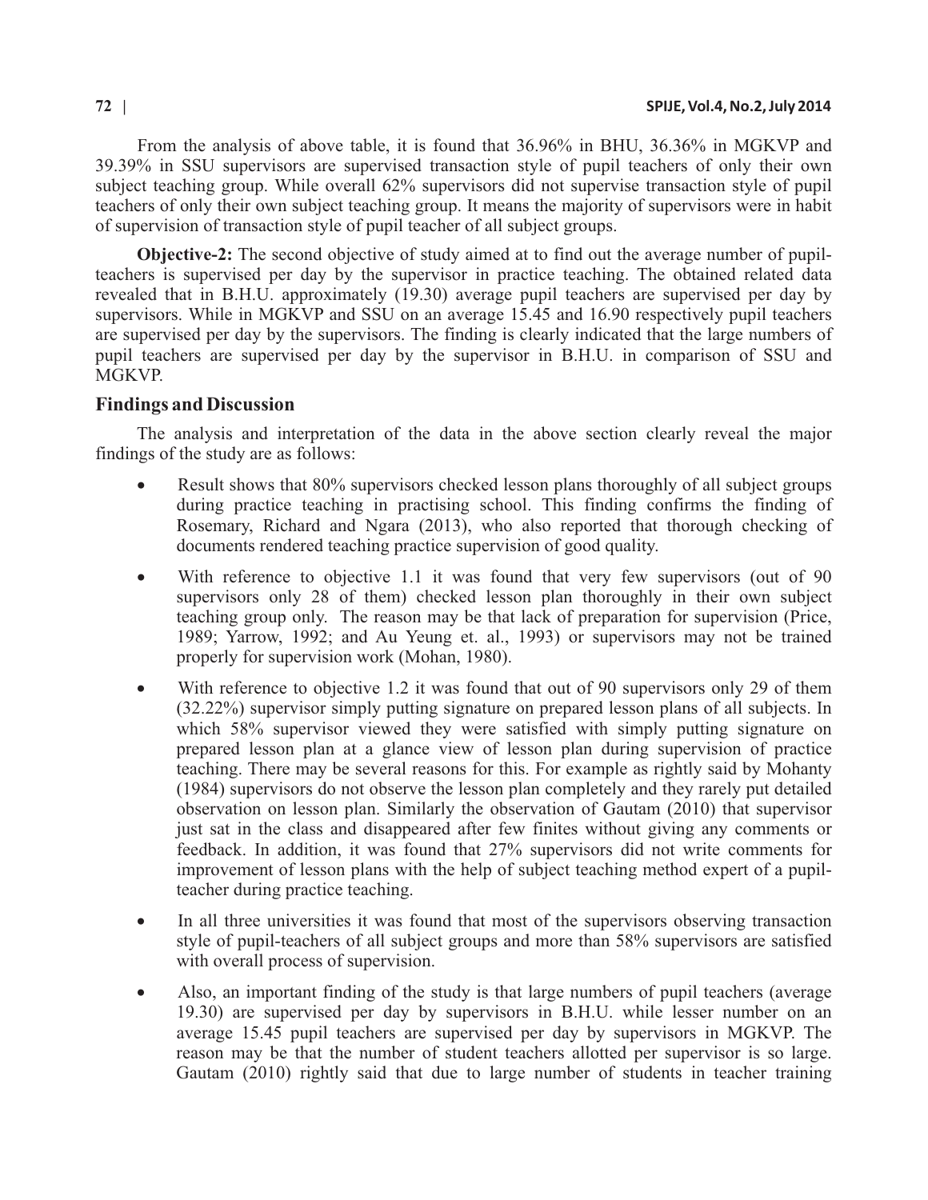From the analysis of above table, it is found that 36.96% in BHU, 36.36% in MGKVP and 39.39% in SSU supervisors are supervised transaction style of pupil teachers of only their own subject teaching group. While overall 62% supervisors did not supervise transaction style of pupil teachers of only their own subject teaching group. It means the majority of supervisors were in habit of supervision of transaction style of pupil teacher of all subject groups.

**Objective-2:** The second objective of study aimed at to find out the average number of pupil-teachers is supervised per day by the supervisor in practice teaching. The obtained related data revealed that in B.H.U. approximately (19.30) average pupil teachers are supervised per day by supervisors. While in MGKVP and SSU on an average 15.45 and 16.90 respectively pupil teachers are supervised per day by the supervisors. The finding is clearly indicated that the large numbers of pupil teachers are supervised per day by the supervisor in B.H.U. in comparison of SSU and MGKVP.

## Findings and Discussion

The analysis and interpretation of the data in the above section clearly reveal the major findings of the study are as follows:

- Result shows that 80% supervisors checked lesson plans thoroughly of all subject groups during practice teaching in practising school. This finding confirms the finding of Rosemary, Richard and Ngara (2013), who also reported that thorough checking of documents rendered teaching practice supervision of good quality.
- With reference to objective 1.1 it was found that very few supervisors (out of 90 supervisors only 28 of them) checked lesson plan thoroughly in their own subject teaching group only. The reason may be that lack of preparation for supervision (Price, 1989; Yarrow, 1992; and Au Yeung et. al., 1993) or supervisors may not be trained properly for supervision work (Mohan, 1980).
- With reference to objective 1.2 it was found that out of 90 supervisors only 29 of them (32.22%) supervisor simply putting signature on prepared lesson plans of all subjects. In which 58% supervisor viewed they were satisfied with simply putting signature on prepared lesson plan at a glance view of lesson plan during supervision of practice teaching. There may be several reasons for this. For example as rightly said by Mohanty (1984) supervisors do not observe the lesson plan completely and they rarely put detailed observation on lesson plan. Similarly the observation of Gautam (2010) that supervisor just sat in the class and disappeared after few finites without giving any comments or feedback. In addition, it was found that 27% supervisors did not write comments for improvement of lesson plans with the help of subject teaching method expert of a pupil-teacher during practice teaching.
- In all three universities it was found that most of the supervisors observing transaction style of pupil-teachers of all subject groups and more than 58% supervisors are satisfied with overall process of supervision.
- Also, an important finding of the study is that large numbers of pupil teachers (average 19.30) are supervised per day by supervisors in B.H.U. while lesser number on an average 15.45 pupil teachers are supervised per day by supervisors in MGKVP. The reason may be that the number of student teachers allotted per supervisor is so large. Gautam (2010) rightly said that due to large number of students in teacher training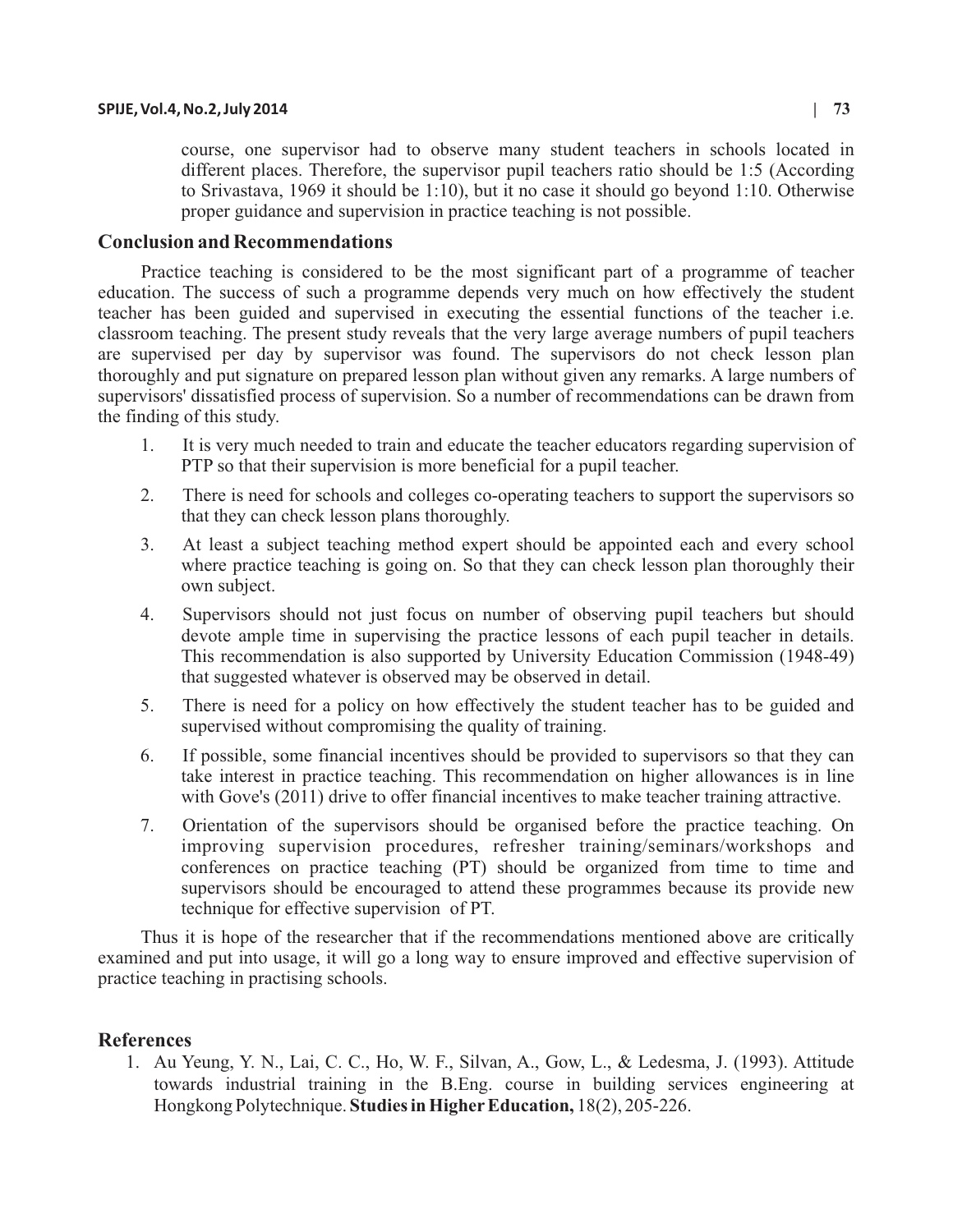course, one supervisor had to observe many student teachers in schools located in different places. Therefore, the supervisor pupil teachers ratio should be 1:5 (According to Srivastava, 1969 it should be 1:10), but it no case it should go beyond 1:10. Otherwise proper guidance and supervision in practice teaching is not possible.

## Conclusion and Recommendations

Practice teaching is considered to be the most significant part of a programme of teacher education. The success of such a programme depends very much on how effectively the student teacher has been guided and supervised in executing the essential functions of the teacher i.e. classroom teaching. The present study reveals that the very large average numbers of pupil teachers are supervised per day by supervisor was found. The supervisors do not check lesson plan thoroughly and put signature on prepared lesson plan without given any remarks. A large numbers of supervisors' dissatisfied process of supervision. So a number of recommendations can be drawn from the finding of this study.

1. It is very much needed to train and educate the teacher educators regarding supervision of PTP so that their supervision is more beneficial for a pupil teacher.
2. There is need for schools and colleges co-operating teachers to support the supervisors so that they can check lesson plans thoroughly.
3. At least a subject teaching method expert should be appointed each and every school where practice teaching is going on. So that they can check lesson plan thoroughly their own subject.
4. Supervisors should not just focus on number of observing pupil teachers but should devote ample time in supervising the practice lessons of each pupil teacher in details. This recommendation is also supported by University Education Commission (1948-49) that suggested whatever is observed may be observed in detail.
5. There is need for a policy on how effectively the student teacher has to be guided and supervised without compromising the quality of training.
6. If possible, some financial incentives should be provided to supervisors so that they can take interest in practice teaching. This recommendation on higher allowances is in line with Gove's (2011) drive to offer financial incentives to make teacher training attractive.
7. Orientation of the supervisors should be organised before the practice teaching. On improving supervision procedures, refresher training/seminars/workshops and conferences on practice teaching (PT) should be organized from time to time and supervisors should be encouraged to attend these programmes because its provide new technique for effective supervision of PT.

Thus it is hope of the researcher that if the recommendations mentioned above are critically examined and put into usage, it will go a long way to ensure improved and effective supervision of practice teaching in practising schools.

## References

1. Au Yeung, Y. N., Lai, C. C., Ho, W. F., Silvan, A., Gow, L., & Ledesma, J. (1993). Attitude towards industrial training in the B.Eng. course in building services engineering at Hongkong Polytechnique. **Studies in Higher Education,** 18(2), 205-226.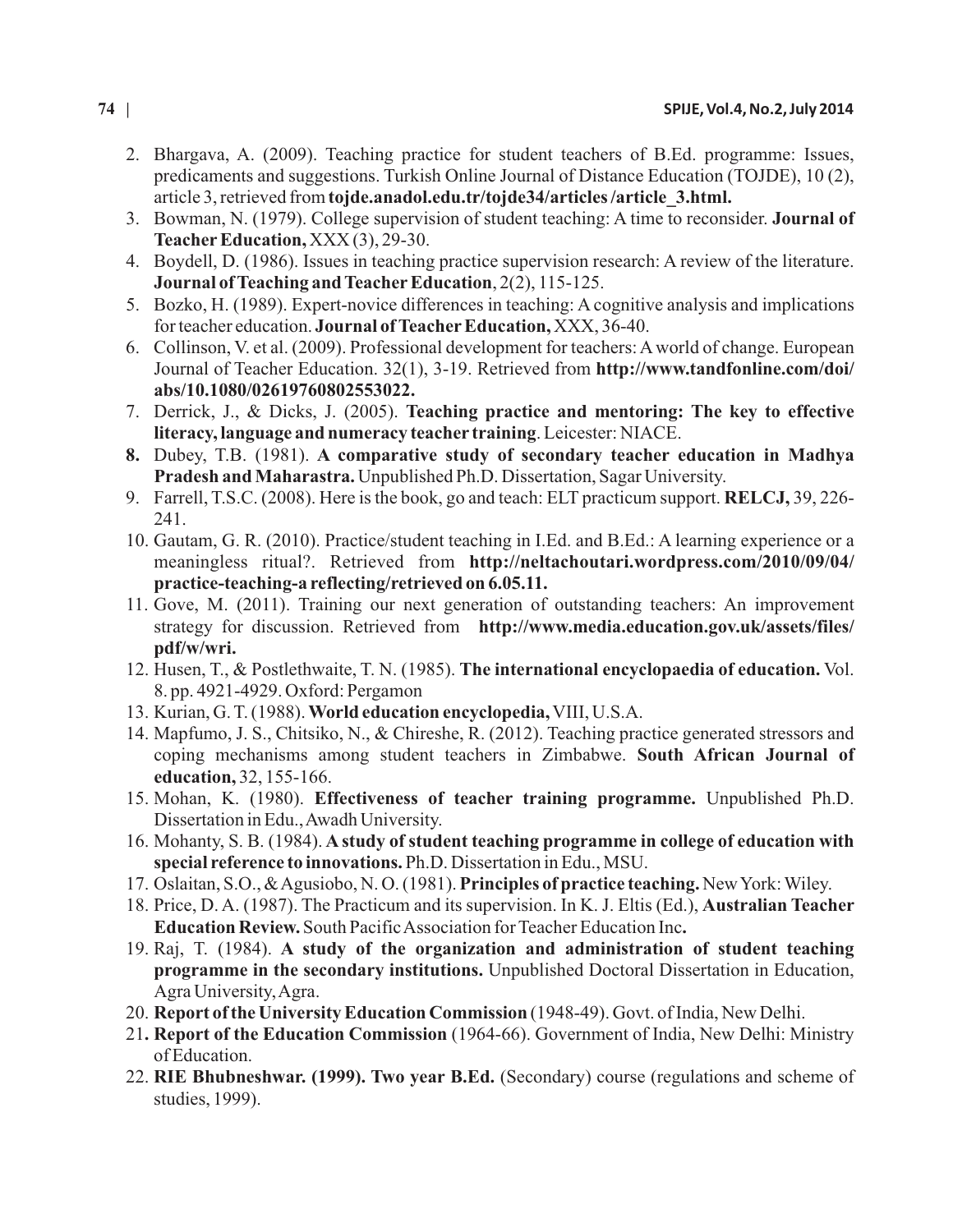2. Bhargava, A. (2009). Teaching practice for student teachers of B.Ed. programme: Issues, predicaments and suggestions. Turkish Online Journal of Distance Education (TOJDE), 10 (2), article 3, retrieved from **tojde.anadol.edu.tr/tojde34/articles /article_3.html.**
3. Bowman, N. (1979). College supervision of student teaching: A time to reconsider. **Journal of Teacher Education,** XXX (3), 29-30.
4. Boydell, D. (1986). Issues in teaching practice supervision research: A review of the literature. **Journal of Teaching and Teacher Education**, 2(2), 115-125.
5. Bozko, H. (1989). Expert-novice differences in teaching: A cognitive analysis and implications for teacher education. **Journal of Teacher Education,** XXX, 36-40.
6. Collinson, V. et al. (2009). Professional development for teachers: A world of change. European Journal of Teacher Education. 32(1), 3-19. Retrieved from **http://www.tandfonline.com/doi/abs/10.1080/02619760802553022.**
7. Derrick, J., & Dicks, J. (2005). **Teaching practice and mentoring: The key to effective literacy, language and numeracy teacher training**. Leicester: NIACE.
8. Dubey, T.B. (1981). **A comparative study of secondary teacher education in Madhya Pradesh and Maharastra.** Unpublished Ph.D. Dissertation, Sagar University.
9. Farrell, T.S.C. (2008). Here is the book, go and teach: ELT practicum support. **RELCJ,** 39, 226-241.
10. Gautam, G. R. (2010). Practice/student teaching in I.Ed. and B.Ed.: A learning experience or a meaningless ritual?. Retrieved from **http://neltachoutari.wordpress.com/2010/09/04/practice-teaching-a reflecting/retrieved on 6.05.11.**
11. Gove, M. (2011). Training our next generation of outstanding teachers: An improvement strategy for discussion. Retrieved from **http://www.media.education.gov.uk/assets/files/pdf/w/wri.**
12. Husen, T., & Postlethwaite, T. N. (1985). **The international encyclopaedia of education.** Vol. 8. pp. 4921-4929. Oxford: Pergamon
13. Kurian, G. T. (1988). **World education encyclopedia,** VIII, U.S.A.
14. Mapfumo, J. S., Chitsiko, N., & Chireshe, R. (2012). Teaching practice generated stressors and coping mechanisms among student teachers in Zimbabwe. **South African Journal of education,** 32, 155-166.
15. Mohan, K. (1980). **Effectiveness of teacher training programme.** Unpublished Ph.D. Dissertation in Edu., Awadh University.
16. Mohanty, S. B. (1984). **A study of student teaching programme in college of education with special reference to innovations.** Ph.D. Dissertation in Edu., MSU.
17. Oslaitan, S.O., & Agusiobo, N. O. (1981). **Principles of practice teaching.** New York: Wiley.
18. Price, D. A. (1987). The Practicum and its supervision. In K. J. Eltis (Ed.), **Australian Teacher Education Review.** South Pacific Association for Teacher Education Inc**.**
19. Raj, T. (1984). **A study of the organization and administration of student teaching programme in the secondary institutions.** Unpublished Doctoral Dissertation in Education, Agra University, Agra.
20. **Report of the University Education Commission** (1948-49). Govt. of India, New Delhi.
21. **Report of the Education Commission** (1964-66). Government of India, New Delhi: Ministry of Education.
22. **RIE Bhubneshwar. (1999). Two year B.Ed.** (Secondary) course (regulations and scheme of studies, 1999).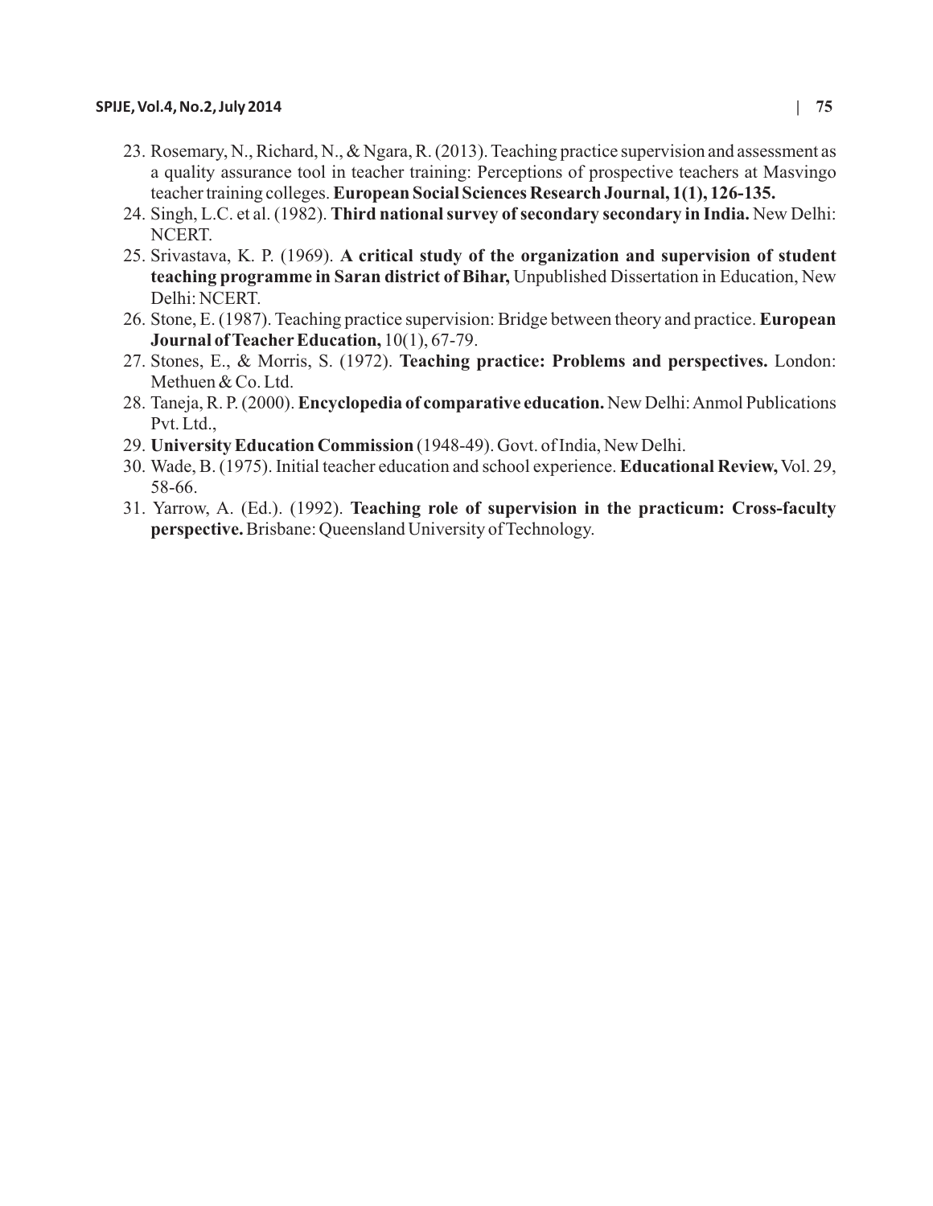23. Rosemary, N., Richard, N., & Ngara, R. (2013). Teaching practice supervision and assessment as a quality assurance tool in teacher training: Perceptions of prospective teachers at Masvingo teacher training colleges. **European Social Sciences Research Journal, 1(1), 126-135.**
24. Singh, L.C. et al. (1982). **Third national survey of secondary secondary in India.** New Delhi: NCERT.
25. Srivastava, K. P. (1969). **A critical study of the organization and supervision of student teaching programme in Saran district of Bihar,** Unpublished Dissertation in Education, New Delhi: NCERT.
26. Stone, E. (1987). Teaching practice supervision: Bridge between theory and practice. **European Journal of Teacher Education,** 10(1), 67-79.
27. Stones, E., & Morris, S. (1972). **Teaching practice: Problems and perspectives.** London: Methuen & Co. Ltd.
28. Taneja, R. P. (2000). **Encyclopedia of comparative education.** New Delhi: Anmol Publications Pvt. Ltd.,
29. **University Education Commission** (1948-49). Govt. of India, New Delhi.
30. Wade, B. (1975). Initial teacher education and school experience. **Educational Review,** Vol. 29, 58-66.
31. Yarrow, A. (Ed.). (1992). **Teaching role of supervision in the practicum: Cross-faculty perspective.** Brisbane: Queensland University of Technology.